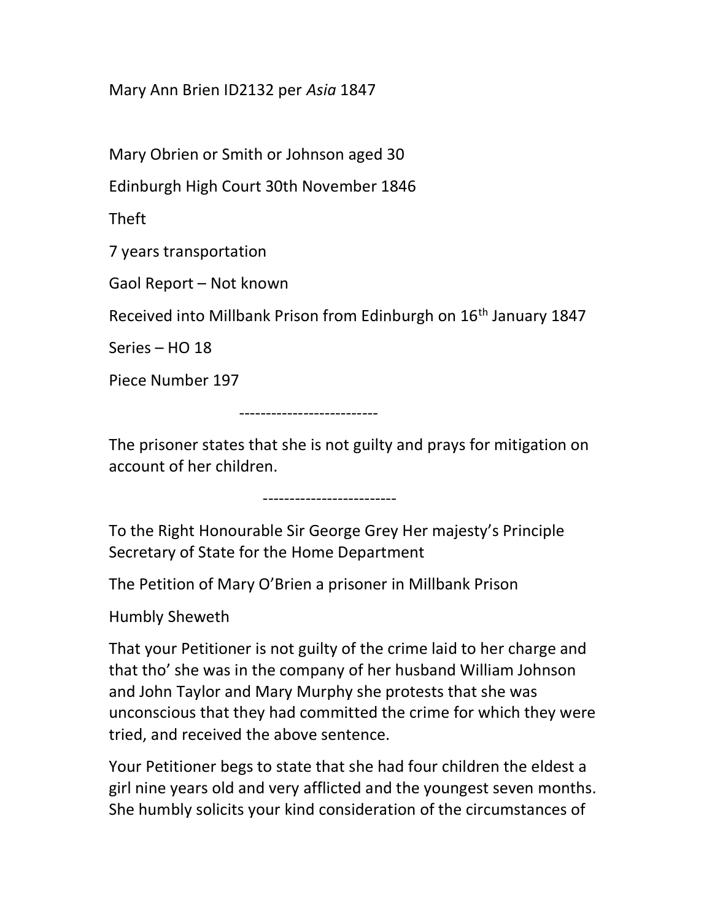Mary Ann Brien ID2132 per *Asia* 1847

Mary Obrien or Smith or Johnson aged 30

Edinburgh High Court 30th November 1846

Theft

7 years transportation

Gaol Report – Not known

Received into Millbank Prison from Edinburgh on 16th January 1847

Series – HO 18

Piece Number 197

-------------------------

The prisoner states that she is not guilty and prays for mitigation on account of her children.

------------------------

To the Right Honourable Sir George Grey Her majesty's Principle Secretary of State for the Home Department

The Petition of Mary O'Brien a prisoner in Millbank Prison

Humbly Sheweth

That your Petitioner is not guilty of the crime laid to her charge and that tho' she was in the company of her husband William Johnson and John Taylor and Mary Murphy she protests that she was unconscious that they had committed the crime for which they were tried, and received the above sentence.

Your Petitioner begs to state that she had four children the eldest a girl nine years old and very afflicted and the youngest seven months. She humbly solicits your kind consideration of the circumstances of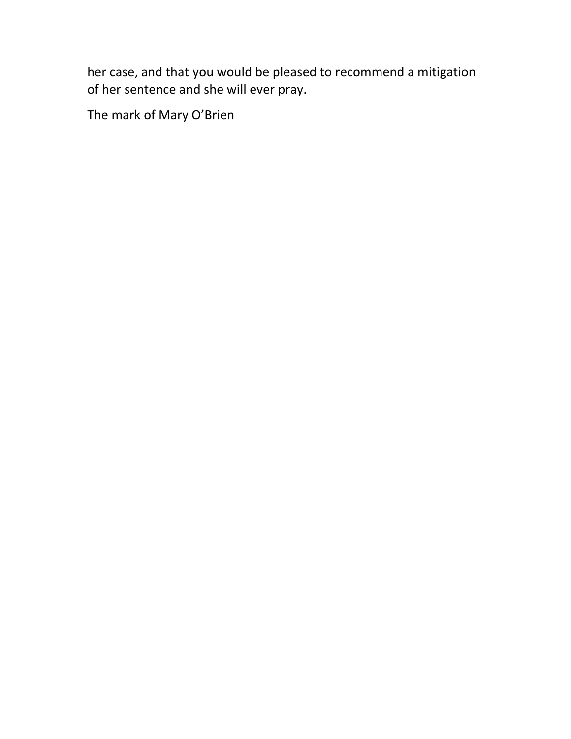her case, and that you would be pleased to recommend a mitigation of her sentence and she will ever pray.

The mark of Mary O'Brien